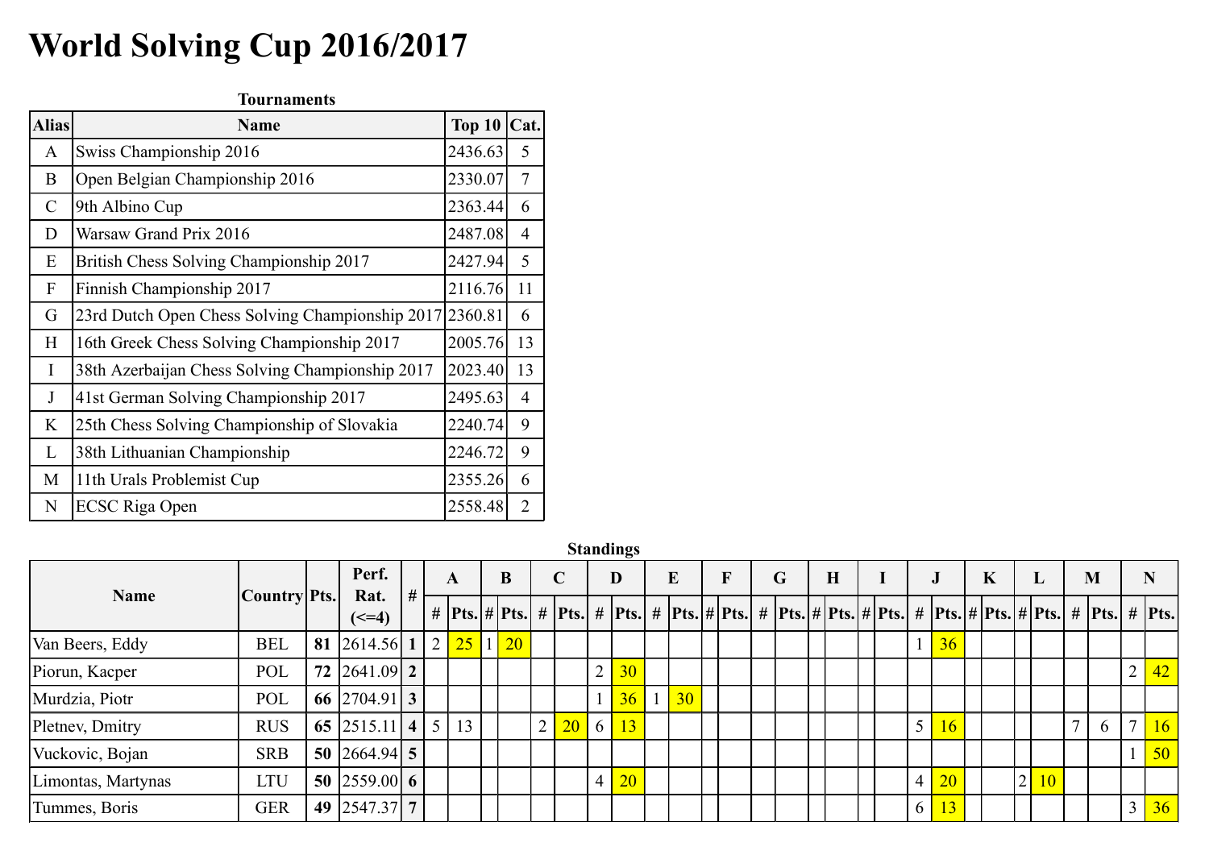# World Solving Cup 2016/2017

**Tournaments**

| Alias | Name | Top 10 | Cat. |
|---|---|---|---|
| A | Swiss Championship 2016 | 2436.63 | 5 |
| B | Open Belgian Championship 2016 | 2330.07 | 7 |
| C | 9th Albino Cup | 2363.44 | 6 |
| D | Warsaw Grand Prix 2016 | 2487.08 | 4 |
| E | British Chess Solving Championship 2017 | 2427.94 | 5 |
| F | Finnish Championship 2017 | 2116.76 | 11 |
| G | 23rd Dutch Open Chess Solving Championship 2017 | 2360.81 | 6 |
| H | 16th Greek Chess Solving Championship 2017 | 2005.76 | 13 |
| I | 38th Azerbaijan Chess Solving Championship 2017 | 2023.40 | 13 |
| J | 41st German Solving Championship 2017 | 2495.63 | 4 |
| K | 25th Chess Solving Championship of Slovakia | 2240.74 | 9 |
| L | 38th Lithuanian Championship | 2246.72 | 9 |
| M | 11th Urals Problemist Cup | 2355.26 | 6 |
| N | ECSC Riga Open | 2558.48 | 2 |

**Standings**

| Name | Country | Pts. | Perf. Rat. (<=4) | # | A | | B | | C | | D | | E | | F | | G | | H | | I | | J | | K | | L | | M | | N | |
|---|---|---|---|---|---|---|---|---|---|---|---|---|---|---|---|---|---|---|---|---|---|---|---|---|---|---|---|---|---|---|---|---|
| | | | | | # | Pts. | # | Pts. | # | Pts. | # | Pts. | # | Pts. | # | Pts. | # | Pts. | # | Pts. | # | Pts. | # | Pts. | # | Pts. | # | Pts. | # | Pts. | # | Pts. |
| Van Beers, Eddy | BEL | **81** | 2614.56 | **1** | 2 | 25 | 1 | 20 | | | | | | | | | | | | | | | 1 | 36 | | | | | | | | |
| Piorun, Kacper | POL | **72** | 2641.09 | **2** | | | | | | | 2 | 30 | | | | | | | | | | | | | | | | | | | 2 | 42 |
| Murdzia, Piotr | POL | **66** | 2704.91 | **3** | | | | | | | 1 | 36 | 1 | 30 | | | | | | | | | | | | | | | | | | |
| Pletnev, Dmitry | RUS | **65** | 2515.11 | **4** | 5 | 13 | | | 2 | 20 | 6 | 13 | | | | | | | | | | | 5 | 16 | | | | | 7 | 6 | 7 | 16 |
| Vuckovic, Bojan | SRB | **50** | 2664.94 | **5** | | | | | | | | | | | | | | | | | | | | | | | | | | | 1 | 50 |
| Limontas, Martynas | LTU | **50** | 2559.00 | **6** | | | | | | | 4 | 20 | | | | | | | | | | | 4 | 20 | | | 2 | 10 | | | | |
| Tummes, Boris | GER | **49** | 2547.37 | **7** | | | | | | | | | | | | | | | | | | | 6 | 13 | | | | | | | 3 | 36 |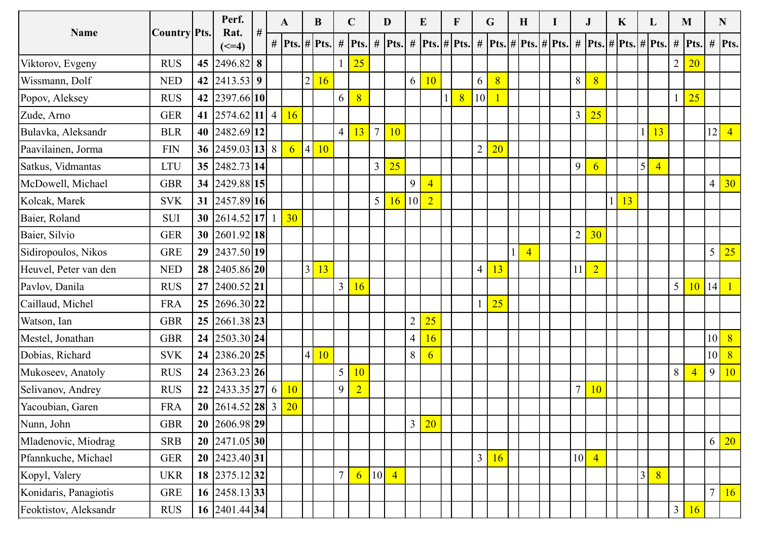| Name | Country | Pts. | Perf. Rat. (<=4) | # | A | | B | | C | | D | | E | | F | | G | | H | | I | | J | | K | | L | | M | | N | |
|---|---|---|---|---|---|---|---|---|---|---|---|---|---|---|---|---|---|---|---|---|---|---|---|---|---|---|---|---|---|---|---|---|
| | | | | | # | Pts. | # | Pts. | # | Pts. | # | Pts. | # | Pts. | # | Pts. | # | Pts. | # | Pts. | # | Pts. | # | Pts. | # | Pts. | # | Pts. | # | Pts. | # | Pts. |
| Viktorov, Evgeny | RUS | **45** | 2496.82 | **8** | | | | | 1 | 25 | | | | | | | | | | | | | | | | | | | 2 | 20 | | |
| Wissmann, Dolf | NED | **42** | 2413.53 | **9** | | | 2 | 16 | | | | | 6 | 10 | | | 6 | 8 | | | | | 8 | 8 | | | | | | | | |
| Popov, Aleksey | RUS | **42** | 2397.66 | **10** | | | | | 6 | 8 | | | | | 1 | 8 | 10 | 1 | | | | | | | | | | | 1 | 25 | | |
| Zude, Arno | GER | **41** | 2574.62 | **11** | 4 | 16 | | | | | | | | | | | | | | | | | 3 | 25 | | | | | | | | |
| Bulavka, Aleksandr | BLR | **40** | 2482.69 | **12** | | | | | 4 | 13 | 7 | 10 | | | | | | | | | | | | | | | 1 | 13 | | | 12 | 4 |
| Paavilainen, Jorma | FIN | **36** | 2459.03 | **13** | 8 | 6 | 4 | 10 | | | | | | | | | 2 | 20 | | | | | | | | | | | | | | |
| Satkus, Vidmantas | LTU | **35** | 2482.73 | **14** | | | | | | | 3 | 25 | | | | | | | | | | | 9 | 6 | | | 5 | 4 | | | | |
| McDowell, Michael | GBR | **34** | 2429.88 | **15** | | | | | | | | | 9 | 4 | | | | | | | | | | | | | | | | | 4 | 30 |
| Kolcak, Marek | SVK | **31** | 2457.89 | **16** | | | | | | | 5 | 16 | 10 | 2 | | | | | | | | | | | 1 | 13 | | | | | | |
| Baier, Roland | SUI | **30** | 2614.52 | **17** | 1 | 30 | | | | | | | | | | | | | | | | | | | | | | | | | | |
| Baier, Silvio | GER | **30** | 2601.92 | **18** | | | | | | | | | | | | | | | | | | | 2 | 30 | | | | | | | | |
| Sidiropoulos, Nikos | GRE | **29** | 2437.50 | **19** | | | | | | | | | | | | | | | 1 | 4 | | | | | | | | | | | 5 | 25 |
| Heuvel, Peter van den | NED | **28** | 2405.86 | **20** | | | 3 | 13 | | | | | | | | | 4 | 13 | | | | | 11 | 2 | | | | | | | | |
| Pavlov, Danila | RUS | **27** | 2400.52 | **21** | | | | | 3 | 16 | | | | | | | | | | | | | | | | | | | 5 | 10 | 14 | 1 |
| Caillaud, Michel | FRA | **25** | 2696.30 | **22** | | | | | | | | | | | | | 1 | 25 | | | | | | | | | | | | | | |
| Watson, Ian | GBR | **25** | 2661.38 | **23** | | | | | | | | | 2 | 25 | | | | | | | | | | | | | | | | | | |
| Mestel, Jonathan | GBR | **24** | 2503.30 | **24** | | | | | | | | | 4 | 16 | | | | | | | | | | | | | | | | | 10 | 8 |
| Dobias, Richard | SVK | **24** | 2386.20 | **25** | | | 4 | 10 | | | | | 8 | 6 | | | | | | | | | | | | | | | | | 10 | 8 |
| Mukoseev, Anatoly | RUS | **24** | 2363.23 | **26** | | | | | 5 | 10 | | | | | | | | | | | | | | | | | | | 8 | 4 | 9 | 10 |
| Selivanov, Andrey | RUS | **22** | 2433.35 | **27** | 6 | 10 | | | 9 | 2 | | | | | | | | | | | | | 7 | 10 | | | | | | | | |
| Yacoubian, Garen | FRA | **20** | 2614.52 | **28** | 3 | 20 | | | | | | | | | | | | | | | | | | | | | | | | | | |
| Nunn, John | GBR | **20** | 2606.98 | **29** | | | | | | | | | 3 | 20 | | | | | | | | | | | | | | | | | | |
| Mladenovic, Miodrag | SRB | **20** | 2471.05 | **30** | | | | | | | | | | | | | | | | | | | | | | | | | | | 6 | 20 |
| Pfannkuche, Michael | GER | **20** | 2423.40 | **31** | | | | | | | | | | | | | 3 | 16 | | | | | 10 | 4 | | | | | | | | |
| Kopyl, Valery | UKR | **18** | 2375.12 | **32** | | | | | 7 | 6 | 10 | 4 | | | | | | | | | | | | | | | 3 | 8 | | | | |
| Konidaris, Panagiotis | GRE | **16** | 2458.13 | **33** | | | | | | | | | | | | | | | | | | | | | | | | | | | 7 | 16 |
| Feoktistov, Aleksandr | RUS | **16** | 2401.44 | **34** | | | | | | | | | | | | | | | | | | | | | | | | | 3 | 16 | | |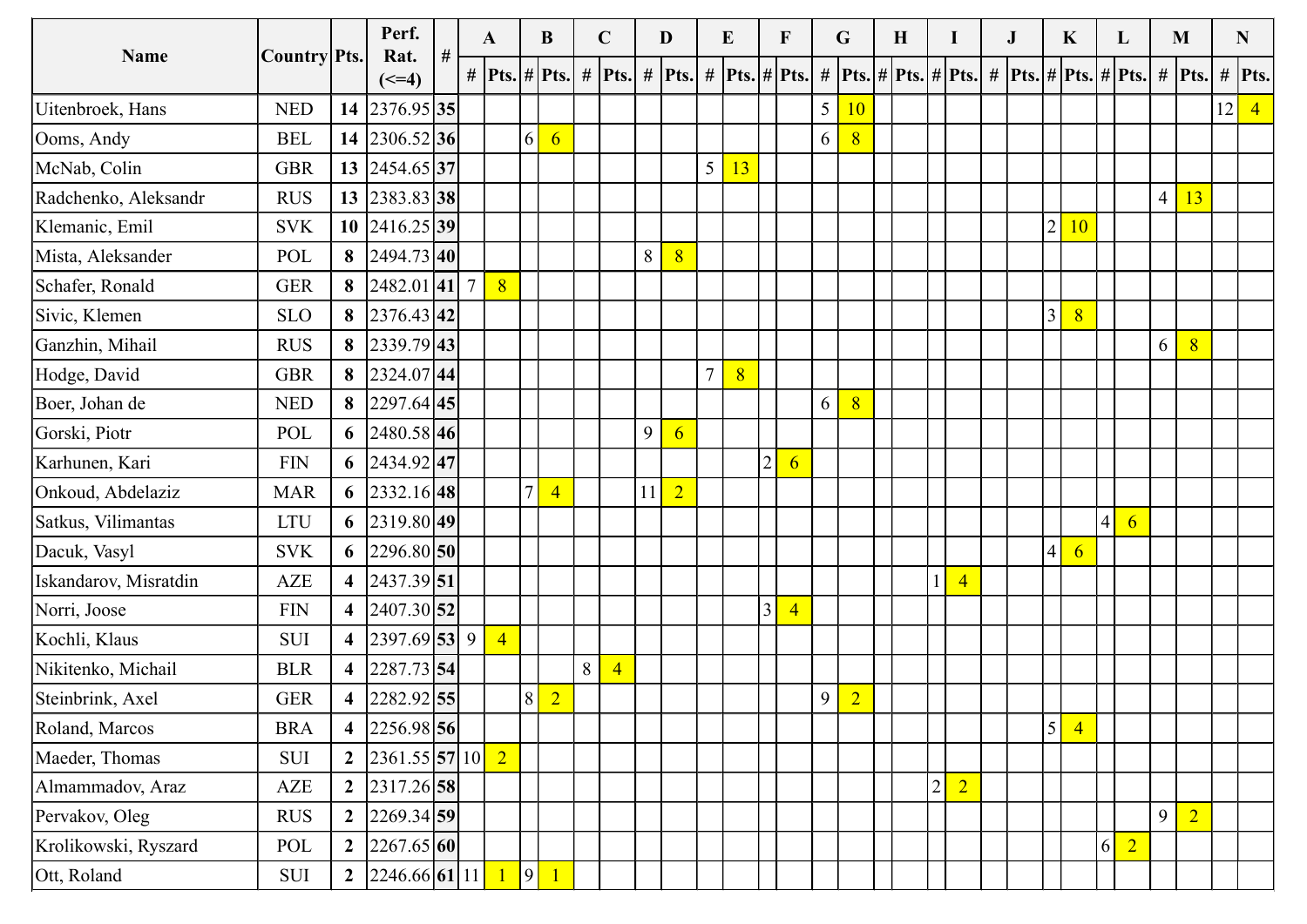| Name | Country | Pts. | Perf. Rat. (<=4) | # | A | | B | | C | | D | | E | | F | | G | | H | | I | | J | | K | | L | | M | | N | |
|---|---|---|---|---|---|---|---|---|---|---|---|---|---|---|---|---|---|---|---|---|---|---|---|---|---|---|---|---|---|---|---|---|
| | | | | | # | Pts. | # | Pts. | # | Pts. | # | Pts. | # | Pts. | # | Pts. | # | Pts. | # | Pts. | # | Pts. | # | Pts. | # | Pts. | # | Pts. | # | Pts. | # | Pts. |
| Uitenbroek, Hans | NED | **14** | 2376.95 | **35** | | | | | | | | | | | | | 5 | 10 | | | | | | | | | | | | | 12 | 4 |
| Ooms, Andy | BEL | **14** | 2306.52 | **36** | | | 6 | 6 | | | | | | | | | 6 | 8 | | | | | | | | | | | | | | |
| McNab, Colin | GBR | **13** | 2454.65 | **37** | | | | | | | | | 5 | 13 | | | | | | | | | | | | | | | | | | |
| Radchenko, Aleksandr | RUS | **13** | 2383.83 | **38** | | | | | | | | | | | | | | | | | | | | | | | | | 4 | 13 | | |
| Klemanic, Emil | SVK | **10** | 2416.25 | **39** | | | | | | | | | | | | | | | | | | | | | 2 | 10 | | | | | | |
| Mista, Aleksander | POL | **8** | 2494.73 | **40** | | | | | | | 8 | 8 | | | | | | | | | | | | | | | | | | | | |
| Schafer, Ronald | GER | **8** | 2482.01 | **41** | 7 | 8 | | | | | | | | | | | | | | | | | | | | | | | | | | |
| Sivic, Klemen | SLO | **8** | 2376.43 | **42** | | | | | | | | | | | | | | | | | | | | | 3 | 8 | | | | | | |
| Ganzhin, Mihail | RUS | **8** | 2339.79 | **43** | | | | | | | | | | | | | | | | | | | | | | | | | 6 | 8 | | |
| Hodge, David | GBR | **8** | 2324.07 | **44** | | | | | | | | | 7 | 8 | | | | | | | | | | | | | | | | | | |
| Boer, Johan de | NED | **8** | 2297.64 | **45** | | | | | | | | | | | | | 6 | 8 | | | | | | | | | | | | | | |
| Gorski, Piotr | POL | **6** | 2480.58 | **46** | | | | | | | 9 | 6 | | | | | | | | | | | | | | | | | | | | |
| Karhunen, Kari | FIN | **6** | 2434.92 | **47** | | | | | | | | | | | 2 | 6 | | | | | | | | | | | | | | | | |
| Onkoud, Abdelaziz | MAR | **6** | 2332.16 | **48** | | | 7 | 4 | | | 11 | 2 | | | | | | | | | | | | | | | | | | | | |
| Satkus, Vilimantas | LTU | **6** | 2319.80 | **49** | | | | | | | | | | | | | | | | | | | | | | | 4 | 6 | | | | |
| Dacuk, Vasyl | SVK | **6** | 2296.80 | **50** | | | | | | | | | | | | | | | | | | | | | 4 | 6 | | | | | | |
| Iskandarov, Misratdin | AZE | **4** | 2437.39 | **51** | | | | | | | | | | | | | | | | | 1 | 4 | | | | | | | | | | |
| Norri, Joose | FIN | **4** | 2407.30 | **52** | | | | | | | | | | | 3 | 4 | | | | | | | | | | | | | | | | |
| Kochli, Klaus | SUI | **4** | 2397.69 | **53** | 9 | 4 | | | | | | | | | | | | | | | | | | | | | | | | | | |
| Nikitenko, Michail | BLR | **4** | 2287.73 | **54** | | | | | 8 | 4 | | | | | | | | | | | | | | | | | | | | | | |
| Steinbrink, Axel | GER | **4** | 2282.92 | **55** | | | 8 | 2 | | | | | | | | | 9 | 2 | | | | | | | | | | | | | | |
| Roland, Marcos | BRA | **4** | 2256.98 | **56** | | | | | | | | | | | | | | | | | | | | | 5 | 4 | | | | | | |
| Maeder, Thomas | SUI | **2** | 2361.55 | **57** | 10 | 2 | | | | | | | | | | | | | | | | | | | | | | | | | | |
| Almammadov, Araz | AZE | **2** | 2317.26 | **58** | | | | | | | | | | | | | | | | | 2 | 2 | | | | | | | | | | |
| Pervakov, Oleg | RUS | **2** | 2269.34 | **59** | | | | | | | | | | | | | | | | | | | | | | | | | 9 | 2 | | |
| Krolikowski, Ryszard | POL | **2** | 2267.65 | **60** | | | | | | | | | | | | | | | | | | | | | | | 6 | 2 | | | | |
| Ott, Roland | SUI | **2** | 2246.66 | **61** | 11 | 1 | 9 | 1 | | | | | | | | | | | | | | | | | | | | | | | | |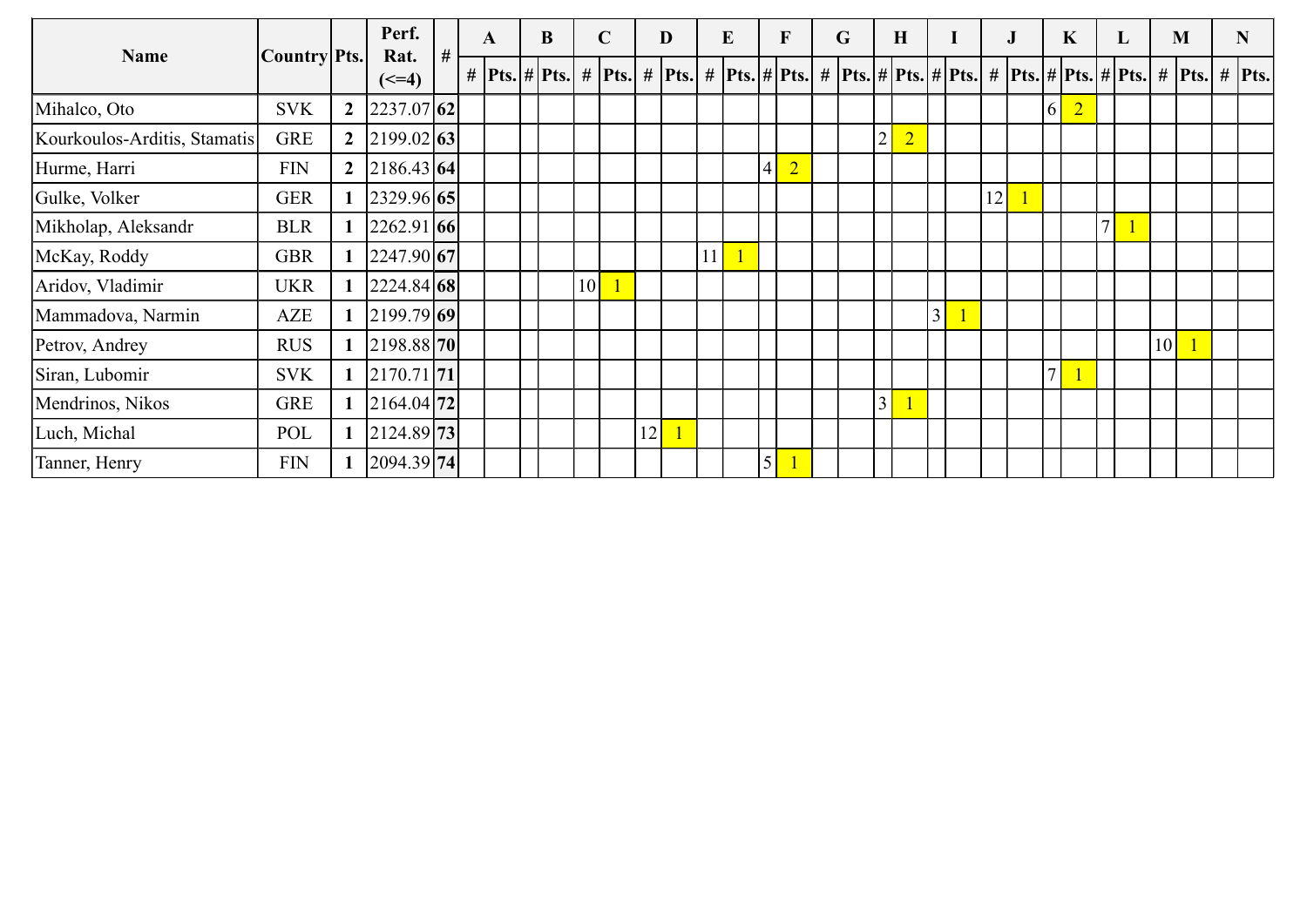| Name | Country | Pts. | Perf. Rat. (<=4) | # | A | | B | | C | | D | | E | | F | | G | | H | | I | | J | | K | | L | | M | | N | |
|---|---|---|---|---|---|---|---|---|---|---|---|---|---|---|---|---|---|---|---|---|---|---|---|---|---|---|---|---|---|---|---|---|
| | | | | | # | Pts. | # | Pts. | # | Pts. | # | Pts. | # | Pts. | # | Pts. | # | Pts. | # | Pts. | # | Pts. | # | Pts. | # | Pts. | # | Pts. | # | Pts. | # | Pts. |
| Mihalco, Oto | SVK | 2 | 2237.07 | 62 | | | | | | | | | | | | | | | | | | | | | 6 | 2 | | | | | | |
| Kourkoulos-Arditis, Stamatis | GRE | 2 | 2199.02 | 63 | | | | | | | | | | | | | | | 2 | 2 | | | | | | | | | | | | |
| Hurme, Harri | FIN | 2 | 2186.43 | 64 | | | | | | | | | | | 4 | 2 | | | | | | | | | | | | | | | | |
| Gulke, Volker | GER | 1 | 2329.96 | 65 | | | | | | | | | | | | | | | | | | | 12 | 1 | | | | | | | | |
| Mikholap, Aleksandr | BLR | 1 | 2262.91 | 66 | | | | | | | | | | | | | | | | | | | | | | | 7 | 1 | | | | |
| McKay, Roddy | GBR | 1 | 2247.90 | 67 | | | | | | | | | 11 | 1 | | | | | | | | | | | | | | | | | | |
| Aridov, Vladimir | UKR | 1 | 2224.84 | 68 | | | | | 10 | 1 | | | | | | | | | | | | | | | | | | | | | | |
| Mammadova, Narmin | AZE | 1 | 2199.79 | 69 | | | | | | | | | | | | | | | | | 3 | 1 | | | | | | | | | | |
| Petrov, Andrey | RUS | 1 | 2198.88 | 70 | | | | | | | | | | | | | | | | | | | | | | | | | 10 | 1 | | |
| Siran, Lubomir | SVK | 1 | 2170.71 | 71 | | | | | | | | | | | | | | | | | | | | | 7 | 1 | | | | | | |
| Mendrinos, Nikos | GRE | 1 | 2164.04 | 72 | | | | | | | | | | | | | | | 3 | 1 | | | | | | | | | | | | |
| Luch, Michal | POL | 1 | 2124.89 | 73 | | | | | | | 12 | 1 | | | | | | | | | | | | | | | | | | | | |
| Tanner, Henry | FIN | 1 | 2094.39 | 74 | | | | | | | | | | | 5 | 1 | | | | | | | | | | | | | | | | |